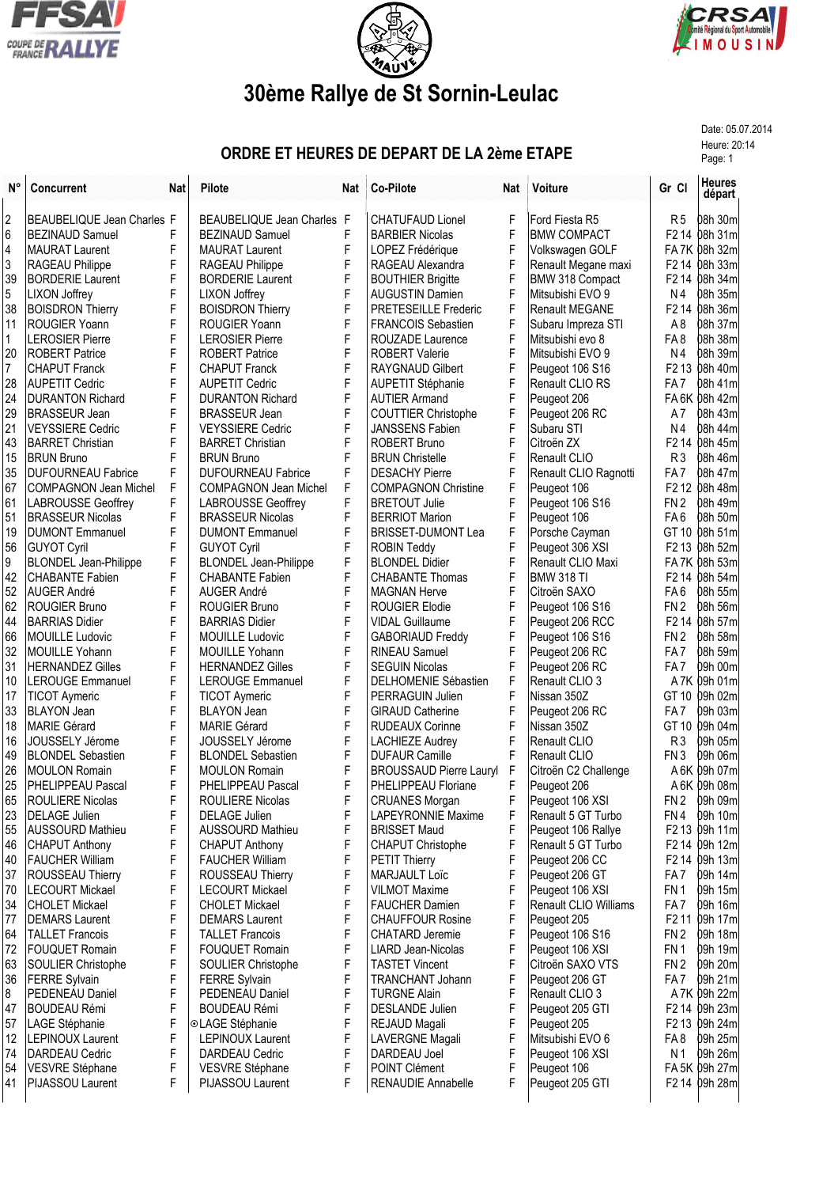# 30ème Rallye de St Sornin-Leulac

Date: 05.07.2014
Heure: 20:14

## ORDRE ET HEURES DE DEPART DE LA 2ème ETAPE

| N° | Concurrent | Nat | Pilote | Nat | Co-Pilote | Nat | Voiture | Gr Cl | Heures départ |
|---|---|---|---|---|---|---|---|---|---|
| 2 | BEAUBELIQUE Jean Charles | F | BEAUBELIQUE Jean Charles | F | CHATUFAUD Lionel | F | Ford Fiesta R5 | R 5 | 08h 30m |
| 6 | BEZINAUD Samuel | F | BEZINAUD Samuel | F | BARBIER Nicolas | F | BMW COMPACT | F2 14 | 08h 31m |
| 4 | MAURAT Laurent | F | MAURAT Laurent | F | LOPEZ Frédérique | F | Volkswagen GOLF | FA 7K | 08h 32m |
| 3 | RAGEAU Philippe | F | RAGEAU Philippe | F | RAGEAU Alexandra | F | Renault Megane maxi | F2 14 | 08h 33m |
| 39 | BORDERIE Laurent | F | BORDERIE Laurent | F | BOUTHIER Brigitte | F | BMW 318 Compact | F2 14 | 08h 34m |
| 5 | LIXON Joffrey | F | LIXON Joffrey | F | AUGUSTIN Damien | F | Mitsubishi EVO 9 | N 4 | 08h 35m |
| 38 | BOISDRON Thierry | F | BOISDRON Thierry | F | PRETESEILLE Frederic | F | Renault MEGANE | F2 14 | 08h 36m |
| 11 | ROUGIER Yoann | F | ROUGIER Yoann | F | FRANCOIS Sebastien | F | Subaru Impreza STI | A 8 | 08h 37m |
| 1 | LEROSIER Pierre | F | LEROSIER Pierre | F | ROUZADE Laurence | F | Mitsubishi evo 8 | FA 8 | 08h 38m |
| 20 | ROBERT Patrice | F | ROBERT Patrice | F | ROBERT Valerie | F | Mitsubishi EVO 9 | N 4 | 08h 39m |
| 7 | CHAPUT Franck | F | CHAPUT Franck | F | RAYGNAUD Gilbert | F | Peugeot 106 S16 | F2 13 | 08h 40m |
| 28 | AUPETIT Cedric | F | AUPETIT Cedric | F | AUPETIT Stéphanie | F | Renault CLIO RS | FA 7 | 08h 41m |
| 24 | DURANTON Richard | F | DURANTON Richard | F | AUTIER Armand | F | Peugeot 206 | FA 6K | 08h 42m |
| 29 | BRASSEUR Jean | F | BRASSEUR Jean | F | COUTTIER Christophe | F | Peugeot 206 RC | A 7 | 08h 43m |
| 21 | VEYSSIERE Cedric | F | VEYSSIERE Cedric | F | JANSSENS Fabien | F | Subaru STI | N 4 | 08h 44m |
| 43 | BARRET Christian | F | BARRET Christian | F | ROBERT Bruno | F | Citroën ZX | F2 14 | 08h 45m |
| 15 | BRUN Bruno | F | BRUN Bruno | F | BRUN Christelle | F | Renault CLIO | R 3 | 08h 46m |
| 35 | DUFOURNEAU Fabrice | F | DUFOURNEAU Fabrice | F | DESACHY Pierre | F | Renault CLIO Ragnotti | FA 7 | 08h 47m |
| 67 | COMPAGNON Jean Michel | F | COMPAGNON Jean Michel | F | COMPAGNON Christine | F | Peugeot 106 | F2 12 | 08h 48m |
| 61 | LABROUSSE Geoffrey | F | LABROUSSE Geoffrey | F | BRETOUT Julie | F | Peugeot 106 S16 | FN 2 | 08h 49m |
| 51 | BRASSEUR Nicolas | F | BRASSEUR Nicolas | F | BERRIOT Marion | F | Peugeot 106 | FA 6 | 08h 50m |
| 19 | DUMONT Emmanuel | F | DUMONT Emmanuel | F | BRISSET-DUMONT Lea | F | Porsche Cayman | GT 10 | 08h 51m |
| 56 | GUYOT Cyril | F | GUYOT Cyril | F | ROBIN Teddy | F | Peugeot 306 XSI | F2 13 | 08h 52m |
| 9 | BLONDEL Jean-Philippe | F | BLONDEL Jean-Philippe | F | BLONDEL Didier | F | Renault CLIO Maxi | FA 7K | 08h 53m |
| 42 | CHABANTE Fabien | F | CHABANTE Fabien | F | CHABANTE Thomas | F | BMW 318 TI | F2 14 | 08h 54m |
| 52 | AUGER André | F | AUGER André | F | MAGNAN Herve | F | Citroën SAXO | FA 6 | 08h 55m |
| 62 | ROUGIER Bruno | F | ROUGIER Bruno | F | ROUGIER Elodie | F | Peugeot 106 S16 | FN 2 | 08h 56m |
| 44 | BARRIAS Didier | F | BARRIAS Didier | F | VIDAL Guillaume | F | Peugeot 206 RCC | F2 14 | 08h 57m |
| 66 | MOUILLE Ludovic | F | MOUILLE Ludovic | F | GABORIAUD Freddy | F | Peugeot 106 S16 | FN 2 | 08h 58m |
| 32 | MOUILLE Yohann | F | MOUILLE Yohann | F | RINEAU Samuel | F | Peugeot 206 RC | FA 7 | 08h 59m |
| 31 | HERNANDEZ Gilles | F | HERNANDEZ Gilles | F | SEGUIN Nicolas | F | Peugeot 206 RC | FA 7 | 09h 00m |
| 10 | LEROUGE Emmanuel | F | LEROUGE Emmanuel | F | DELHOMENIE Sébastien | F | Renault CLIO 3 | A 7K | 09h 01m |
| 17 | TICOT Aymeric | F | TICOT Aymeric | F | PERRAGUIN Julien | F | Nissan 350Z | GT 10 | 09h 02m |
| 33 | BLAYON Jean | F | BLAYON Jean | F | GIRAUD Catherine | F | Peugeot 206 RC | FA 7 | 09h 03m |
| 18 | MARIE Gérard | F | MARIE Gérard | F | RUDEAUX Corinne | F | Nissan 350Z | GT 10 | 09h 04m |
| 16 | JOUSSELY Jérome | F | JOUSSELY Jérome | F | LACHIEZE Audrey | F | Renault CLIO | R 3 | 09h 05m |
| 49 | BLONDEL Sebastien | F | BLONDEL Sebastien | F | DUFAUR Camille | F | Renault CLIO | FN 3 | 09h 06m |
| 26 | MOULON Romain | F | MOULON Romain | F | BROUSSAUD Pierre Lauryl | F | Citroën C2 Challenge | A 6K | 09h 07m |
| 25 | PHELIPPEAU Pascal | F | PHELIPPEAU Pascal | F | PHELIPPEAU Floriane | F | Peugeot 206 | A 6K | 09h 08m |
| 65 | ROULIERE Nicolas | F | ROULIERE Nicolas | F | CRUANES Morgan | F | Peugeot 106 XSI | FN 2 | 09h 09m |
| 23 | DELAGE Julien | F | DELAGE Julien | F | LAPEYRONNIE Maxime | F | Renault 5 GT Turbo | FN 4 | 09h 10m |
| 55 | AUSSOURD Mathieu | F | AUSSOURD Mathieu | F | BRISSET Maud | F | Peugeot 106 Rallye | F2 13 | 09h 11m |
| 46 | CHAPUT Anthony | F | CHAPUT Anthony | F | CHAPUT Christophe | F | Renault 5 GT Turbo | F2 14 | 09h 12m |
| 40 | FAUCHER William | F | FAUCHER William | F | PETIT Thierry | F | Peugeot 206 CC | F2 14 | 09h 13m |
| 37 | ROUSSEAU Thierry | F | ROUSSEAU Thierry | F | MARJAULT Loïc | F | Peugeot 206 GT | FA 7 | 09h 14m |
| 70 | LECOURT Mickael | F | LECOURT Mickael | F | VILMOT Maxime | F | Peugeot 106 XSI | FN 1 | 09h 15m |
| 34 | CHOLET Mickael | F | CHOLET Mickael | F | FAUCHER Damien | F | Renault CLIO Williams | FA 7 | 09h 16m |
| 77 | DEMARS Laurent | F | DEMARS Laurent | F | CHAUFFOUR Rosine | F | Peugeot 205 | F2 11 | 09h 17m |
| 64 | TALLET Francois | F | TALLET Francois | F | CHATARD Jeremie | F | Peugeot 106 S16 | FN 2 | 09h 18m |
| 72 | FOUQUET Romain | F | FOUQUET Romain | F | LIARD Jean-Nicolas | F | Peugeot 106 XSI | FN 1 | 09h 19m |
| 63 | SOULIER Christophe | F | SOULIER Christophe | F | TASTET Vincent | F | Citroën SAXO VTS | FN 2 | 09h 20m |
| 36 | FERRE Sylvain | F | FERRE Sylvain | F | TRANCHANT Johann | F | Peugeot 206 GT | FA 7 | 09h 21m |
| 8 | PEDENEAU Daniel | F | PEDENEAU Daniel | F | TURGNE Alain | F | Renault CLIO 3 | A 7K | 09h 22m |
| 47 | BOUDEAU Rémi | F | BOUDEAU Rémi | F | DESLANDE Julien | F | Peugeot 205 GTI | F2 14 | 09h 23m |
| 57 | LAGE Stéphanie | F | ⊙LAGE Stéphanie | F | REJAUD Magali | F | Peugeot 205 | F2 13 | 09h 24m |
| 12 | LEPINOUX Laurent | F | LEPINOUX Laurent | F | LAVERGNE Magali | F | Mitsubishi EVO 6 | FA 8 | 09h 25m |
| 74 | DARDEAU Cedric | F | DARDEAU Cedric | F | DARDEAU Joel | F | Peugeot 106 XSI | N 1 | 09h 26m |
| 54 | VESVRE Stéphane | F | VESVRE Stéphane | F | POINT Clément | F | Peugeot 106 | FA 5K | 09h 27m |
| 41 | PIJASSOU Laurent | F | PIJASSOU Laurent | F | RENAUDIE Annabelle | F | Peugeot 205 GTI | F2 14 | 09h 28m |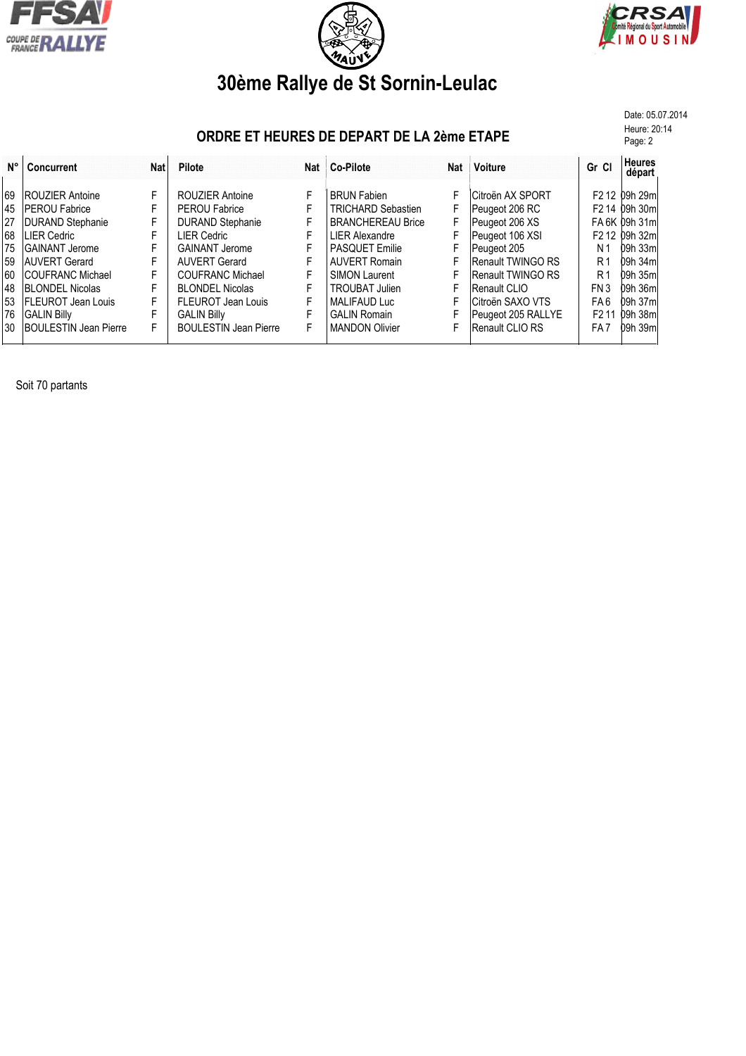# 30ème Rallye de St Sornin-Leulac

## ORDRE ET HEURES DE DEPART DE LA 2ème ETAPE

Date: 05.07.2014
Heure: 20:14

| N° | Concurrent | Nat | Pilote | Nat | Co-Pilote | Nat | Voiture | Gr Cl | Heures départ |
|---|---|---|---|---|---|---|---|---|---|
| 69 | ROUZIER Antoine | F | ROUZIER Antoine | F | BRUN Fabien | F | Citroën AX SPORT | F2 12 | 09h 29m |
| 45 | PEROU Fabrice | F | PEROU Fabrice | F | TRICHARD Sebastien | F | Peugeot 206 RC | F2 14 | 09h 30m |
| 27 | DURAND Stephanie | F | DURAND Stephanie | F | BRANCHEREAU Brice | F | Peugeot 206 XS | FA 6K | 09h 31m |
| 68 | LIER Cedric | F | LIER Cedric | F | LIER Alexandre | F | Peugeot 106 XSI | F2 12 | 09h 32m |
| 75 | GAINANT Jerome | F | GAINANT Jerome | F | PASQUET Emilie | F | Peugeot 205 | N 1 | 09h 33m |
| 59 | AUVERT Gerard | F | AUVERT Gerard | F | AUVERT Romain | F | Renault TWINGO RS | R 1 | 09h 34m |
| 60 | COUFRANC Michael | F | COUFRANC Michael | F | SIMON Laurent | F | Renault TWINGO RS | R 1 | 09h 35m |
| 48 | BLONDEL Nicolas | F | BLONDEL Nicolas | F | TROUBAT Julien | F | Renault CLIO | FN 3 | 09h 36m |
| 53 | FLEUROT Jean Louis | F | FLEUROT Jean Louis | F | MALIFAUD Luc | F | Citroën SAXO VTS | FA 6 | 09h 37m |
| 76 | GALIN Billy | F | GALIN Billy | F | GALIN Romain | F | Peugeot 205 RALLYE | F2 11 | 09h 38m |
| 30 | BOULESTIN Jean Pierre | F | BOULESTIN Jean Pierre | F | MANDON Olivier | F | Renault CLIO RS | FA 7 | 09h 39m |

Soit 70 partants